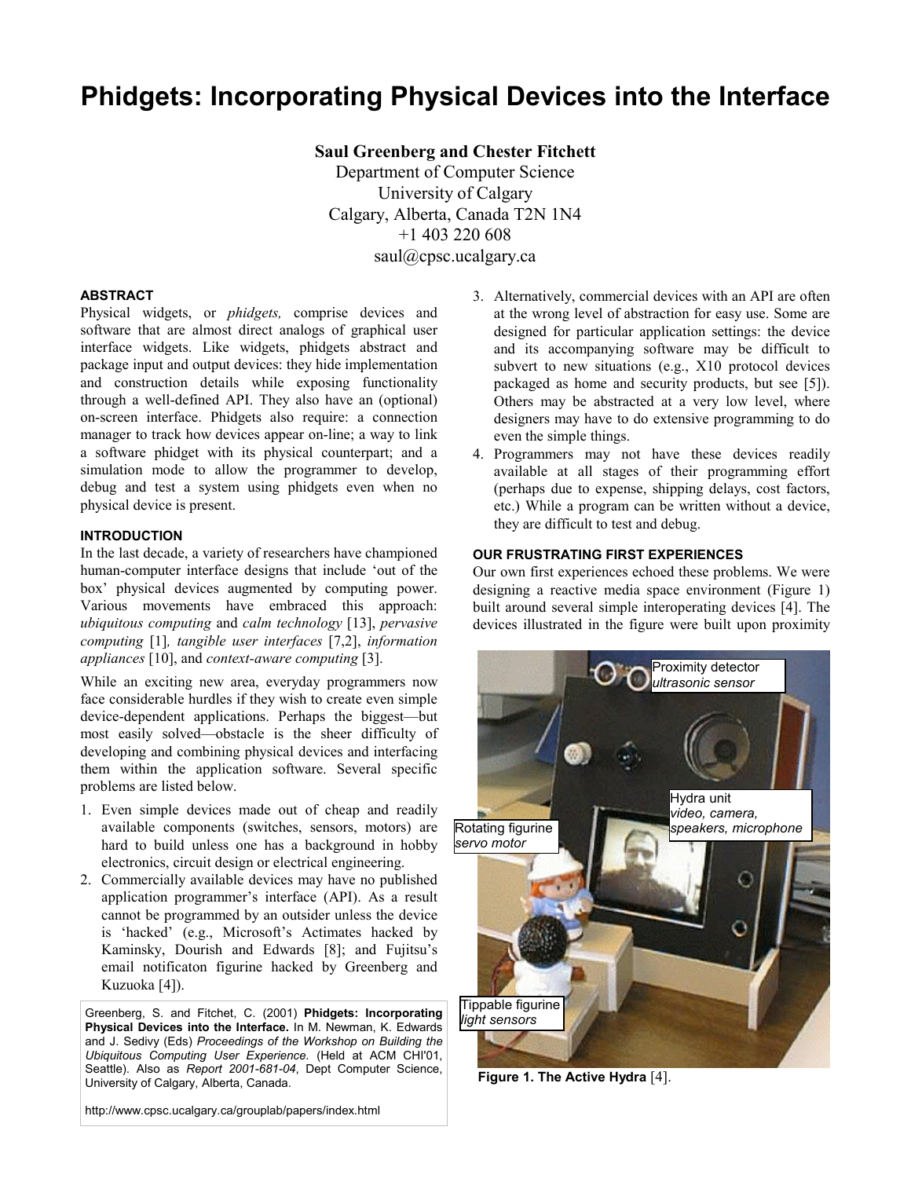# Phidgets: Incorporating Physical Devices into the Interface

**Saul Greenberg and Chester Fitchett**
Department of Computer Science
University of Calgary
Calgary, Alberta, Canada T2N 1N4
+1 403 220 608
saul@cpsc.ucalgary.ca

### ABSTRACT

Physical widgets, or *phidgets,* comprise devices and software that are almost direct analogs of graphical user interface widgets. Like widgets, phidgets abstract and package input and output devices: they hide implementation and construction details while exposing functionality through a well-defined API. They also have an (optional) on-screen interface. Phidgets also require: a connection manager to track how devices appear on-line; a way to link a software phidget with its physical counterpart; and a simulation mode to allow the programmer to develop, debug and test a system using phidgets even when no physical device is present.

### INTRODUCTION

In the last decade, a variety of researchers have championed human-computer interface designs that include 'out of the box' physical devices augmented by computing power. Various movements have embraced this approach: *ubiquitous computing* and *calm technology* [13], *pervasive computing* [1]*, tangible user interfaces* [7,2], *information appliances* [10], and *context-aware computing* [3].

While an exciting new area, everyday programmers now face considerable hurdles if they wish to create even simple device-dependent applications. Perhaps the biggest—but most easily solved—obstacle is the sheer difficulty of developing and combining physical devices and interfacing them within the application software. Several specific problems are listed below.

1. Even simple devices made out of cheap and readily available components (switches, sensors, motors) are hard to build unless one has a background in hobby electronics, circuit design or electrical engineering.
2. Commercially available devices may have no published application programmer's interface (API). As a result cannot be programmed by an outsider unless the device is 'hacked' (e.g., Microsoft's Actimates hacked by Kaminsky, Dourish and Edwards [8]; and Fujitsu's email notificaton figurine hacked by Greenberg and Kuzuoka [4]).
3. Alternatively, commercial devices with an API are often at the wrong level of abstraction for easy use. Some are designed for particular application settings: the device and its accompanying software may be difficult to subvert to new situations (e.g., X10 protocol devices packaged as home and security products, but see [5]). Others may be abstracted at a very low level, where designers may have to do extensive programming to do even the simple things.
4. Programmers may not have these devices readily available at all stages of their programming effort (perhaps due to expense, shipping delays, cost factors, etc.) While a program can be written without a device, they are difficult to test and debug.

### OUR FRUSTRATING FIRST EXPERIENCES

Our own first experiences echoed these problems. We were designing a reactive media space environment (Figure 1) built around several simple interoperating devices [4]. The devices illustrated in the figure were built upon proximity

Proximity detector *ultrasonic sensor*

Hydra unit *video, camera, speakers, microphone*

Rotating figurine *servo motor*

Tippable figurine *light sensors*

**Figure 1. The Active Hydra** [4].

Greenberg, S. and Fitchet, C. (2001) **Phidgets: Incorporating Physical Devices into the Interface.** In M. Newman, K. Edwards and J. Sedivy (Eds) *Proceedings of the Workshop on Building the Ubiquitous Computing User Experience*. (Held at ACM CHI'01, Seattle). Also as *Report 2001-681-04*, Dept Computer Science, University of Calgary, Alberta, Canada.

http://www.cpsc.ucalgary.ca/grouplab/papers/index.html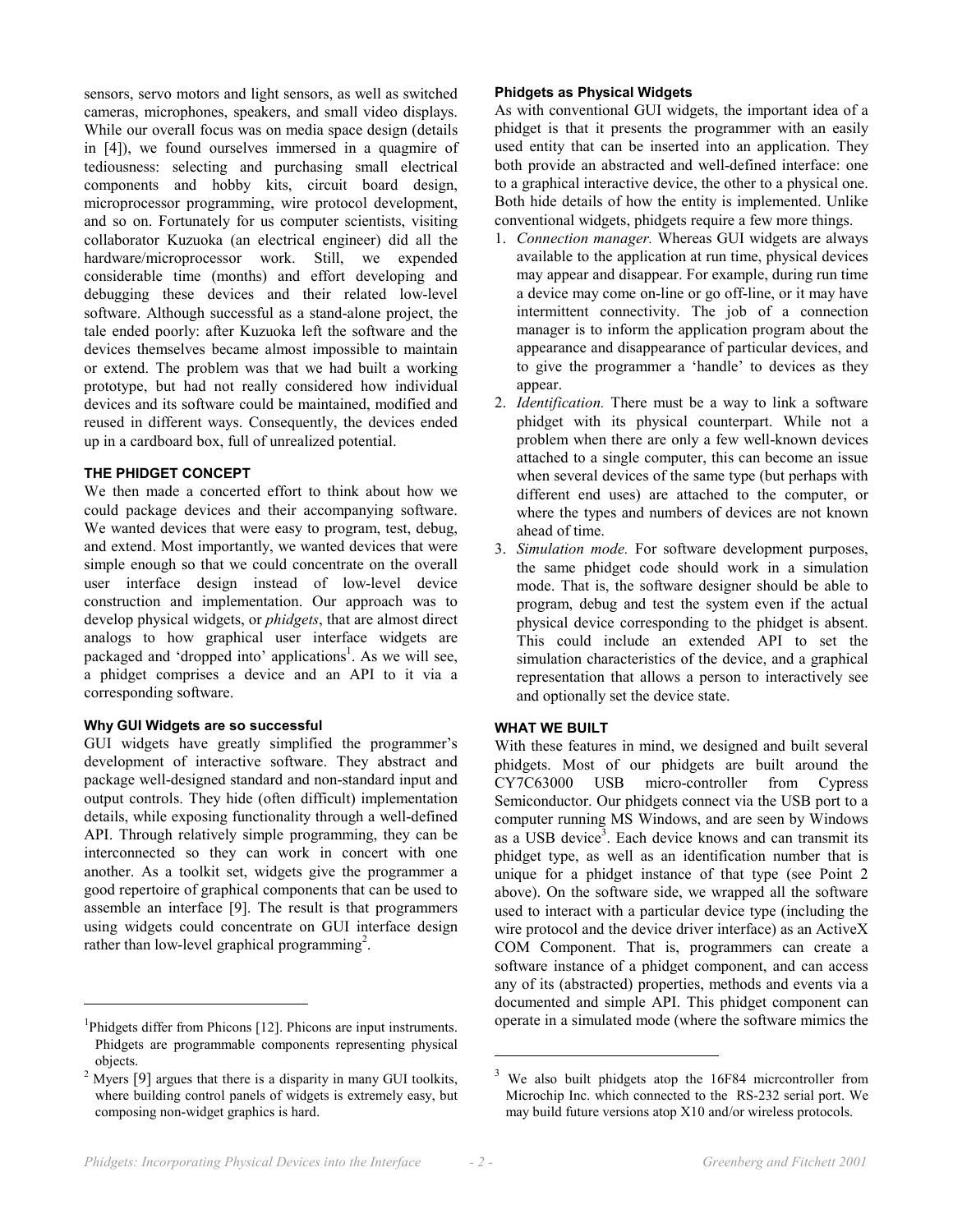sensors, servo motors and light sensors, as well as switched cameras, microphones, speakers, and small video displays. While our overall focus was on media space design (details in [4]), we found ourselves immersed in a quagmire of tediousness: selecting and purchasing small electrical components and hobby kits, circuit board design, microprocessor programming, wire protocol development, and so on. Fortunately for us computer scientists, visiting collaborator Kuzuoka (an electrical engineer) did all the hardware/microprocessor work. Still, we expended considerable time (months) and effort developing and debugging these devices and their related low-level software. Although successful as a stand-alone project, the tale ended poorly: after Kuzuoka left the software and the devices themselves became almost impossible to maintain or extend. The problem was that we had built a working prototype, but had not really considered how individual devices and its software could be maintained, modified and reused in different ways. Consequently, the devices ended up in a cardboard box, full of unrealized potential.

## THE PHIDGET CONCEPT

We then made a concerted effort to think about how we could package devices and their accompanying software. We wanted devices that were easy to program, test, debug, and extend. Most importantly, we wanted devices that were simple enough so that we could concentrate on the overall user interface design instead of low-level device construction and implementation. Our approach was to develop physical widgets, or *phidgets*, that are almost direct analogs to how graphical user interface widgets are packaged and 'dropped into' applications[1]. As we will see, a phidget comprises a device and an API to it via a corresponding software.

### Why GUI Widgets are so successful

GUI widgets have greatly simplified the programmer's development of interactive software. They abstract and package well-designed standard and non-standard input and output controls. They hide (often difficult) implementation details, while exposing functionality through a well-defined API. Through relatively simple programming, they can be interconnected so they can work in concert with one another. As a toolkit set, widgets give the programmer a good repertoire of graphical components that can be used to assemble an interface [9]. The result is that programmers using widgets could concentrate on GUI interface design rather than low-level graphical programming[2].

### Phidgets as Physical Widgets

As with conventional GUI widgets, the important idea of a phidget is that it presents the programmer with an easily used entity that can be inserted into an application. They both provide an abstracted and well-defined interface: one to a graphical interactive device, the other to a physical one. Both hide details of how the entity is implemented. Unlike conventional widgets, phidgets require a few more things.

1. *Connection manager.* Whereas GUI widgets are always available to the application at run time, physical devices may appear and disappear. For example, during run time a device may come on-line or go off-line, or it may have intermittent connectivity. The job of a connection manager is to inform the application program about the appearance and disappearance of particular devices, and to give the programmer a 'handle' to devices as they appear.
2. *Identification.* There must be a way to link a software phidget with its physical counterpart. While not a problem when there are only a few well-known devices attached to a single computer, this can become an issue when several devices of the same type (but perhaps with different end uses) are attached to the computer, or where the types and numbers of devices are not known ahead of time.
3. *Simulation mode.* For software development purposes, the same phidget code should work in a simulation mode. That is, the software designer should be able to program, debug and test the system even if the actual physical device corresponding to the phidget is absent. This could include an extended API to set the simulation characteristics of the device, and a graphical representation that allows a person to interactively see and optionally set the device state.

## WHAT WE BUILT

With these features in mind, we designed and built several phidgets. Most of our phidgets are built around the CY7C63000 USB micro-controller from Cypress Semiconductor. Our phidgets connect via the USB port to a computer running MS Windows, and are seen by Windows as a USB device[3]. Each device knows and can transmit its phidget type, as well as an identification number that is unique for a phidget instance of that type (see Point 2 above). On the software side, we wrapped all the software used to interact with a particular device type (including the wire protocol and the device driver interface) as an ActiveX COM Component. That is, programmers can create a software instance of a phidget component, and can access any of its (abstracted) properties, methods and events via a documented and simple API. This phidget component can operate in a simulated mode (where the software mimics the

---

[1] Phidgets differ from Phicons [12]. Phicons are input instruments. Phidgets are programmable components representing physical objects.

[2] Myers [9] argues that there is a disparity in many GUI toolkits, where building control panels of widgets is extremely easy, but composing non-widget graphics is hard.

[3] We also built phidgets atop the 16F84 micrcontroller from Microchip Inc. which connected to the RS-232 serial port. We may build future versions atop X10 and/or wireless protocols.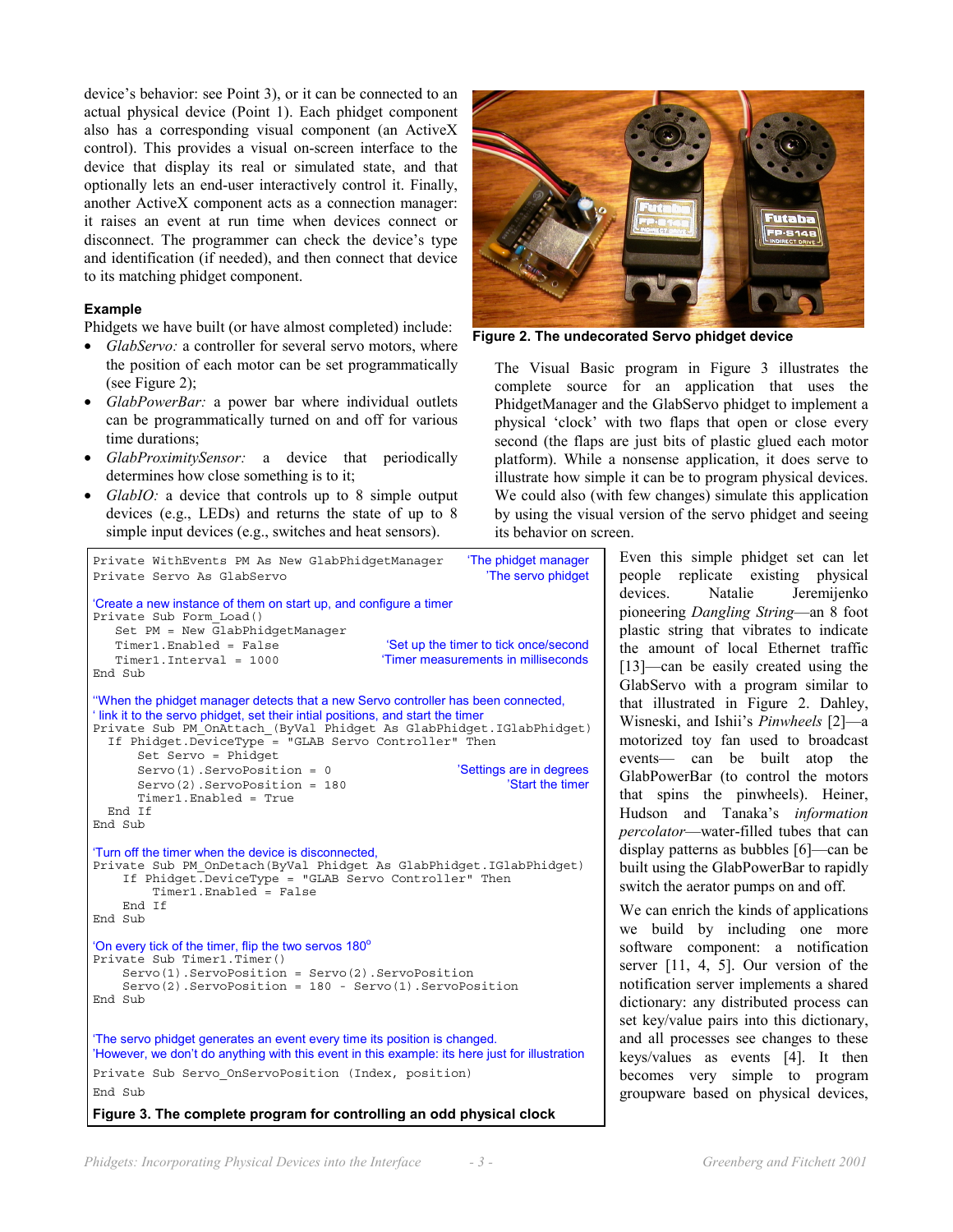device's behavior: see Point 3), or it can be connected to an actual physical device (Point 1). Each phidget component also has a corresponding visual component (an ActiveX control). This provides a visual on-screen interface to the device that display its real or simulated state, and that optionally lets an end-user interactively control it. Finally, another ActiveX component acts as a connection manager: it raises an event at run time when devices connect or disconnect. The programmer can check the device's type and identification (if needed), and then connect that device to its matching phidget component.

### Example

Phidgets we have built (or have almost completed) include:

- *GlabServo:* a controller for several servo motors, where the position of each motor can be set programmatically (see Figure 2);
- *GlabPowerBar:* a power bar where individual outlets can be programmatically turned on and off for various time durations;
- *GlabProximitySensor:* a device that periodically determines how close something is to it;
- *GlabIO:* a device that controls up to 8 simple output devices (e.g., LEDs) and returns the state of up to 8 simple input devices (e.g., switches and heat sensors).

**Figure 2. The undecorated Servo phidget device**

The Visual Basic program in Figure 3 illustrates the complete source for an application that uses the PhidgetManager and the GlabServo phidget to implement a physical 'clock' with two flaps that open or close every second (the flaps are just bits of plastic glued each motor platform). While a nonsense application, it does serve to illustrate how simple it can be to program physical devices. We could also (with few changes) simulate this application by using the visual version of the servo phidget and seeing its behavior on screen.

```
Private WithEvents PM As New GlabPhidgetManager       'The phidget manager
Private Servo As GlabServo                            'The servo phidget

'Create a new instance of them on start up, and configure a timer
Private Sub Form_Load()
   Set PM = New GlabPhidgetManager
   Timer1.Enabled = False                  'Set up the timer to tick once/second
   Timer1.Interval = 1000                  'Timer measurements in milliseconds
End Sub

''When the phidget manager detects that a new Servo controller has been connected,
' link it to the servo phidget, set their intial positions, and start the timer
Private Sub PM_OnAttach_(ByVal Phidget As GlabPhidget.IGlabPhidget)
  If Phidget.DeviceType = "GLAB Servo Controller" Then
      Set Servo = Phidget
      Servo(1).ServoPosition = 0           'Settings are in degrees
      Servo(2).ServoPosition = 180         'Start the timer
      Timer1.Enabled = True
  End If
End Sub

'Turn off the timer when the device is disconnected,
Private Sub PM_OnDetach(ByVal Phidget As GlabPhidget.IGlabPhidget)
    If Phidget.DeviceType = "GLAB Servo Controller" Then
        Timer1.Enabled = False
    End If
End Sub

'On every tick of the timer, flip the two servos 180°
Private Sub Timer1.Timer()
    Servo(1).ServoPosition = Servo(2).ServoPosition
    Servo(2).ServoPosition = 180 - Servo(1).ServoPosition
End Sub

'The servo phidget generates an event every time its position is changed.
'However, we don't do anything with this event in this example: its here just for illustration
Private Sub Servo_OnServoPosition (Index, position)
End Sub
```

**Figure 3. The complete program for controlling an odd physical clock**

Even this simple phidget set can let people replicate existing physical devices. Natalie Jeremijenko pioneering *Dangling String*—an 8 foot plastic string that vibrates to indicate the amount of local Ethernet traffic [13]—can be easily created using the GlabServo with a program similar to that illustrated in Figure 2. Dahley, Wisneski, and Ishii's *Pinwheels* [2]—a motorized toy fan used to broadcast events— can be built atop the GlabPowerBar (to control the motors that spins the pinwheels). Heiner, Hudson and Tanaka's *information percolator*—water-filled tubes that can display patterns as bubbles [6]—can be built using the GlabPowerBar to rapidly switch the aerator pumps on and off.

We can enrich the kinds of applications we build by including one more software component: a notification server [11, 4, 5]. Our version of the notification server implements a shared dictionary: any distributed process can set key/value pairs into this dictionary, and all processes see changes to these keys/values as events [4]. It then becomes very simple to program groupware based on physical devices,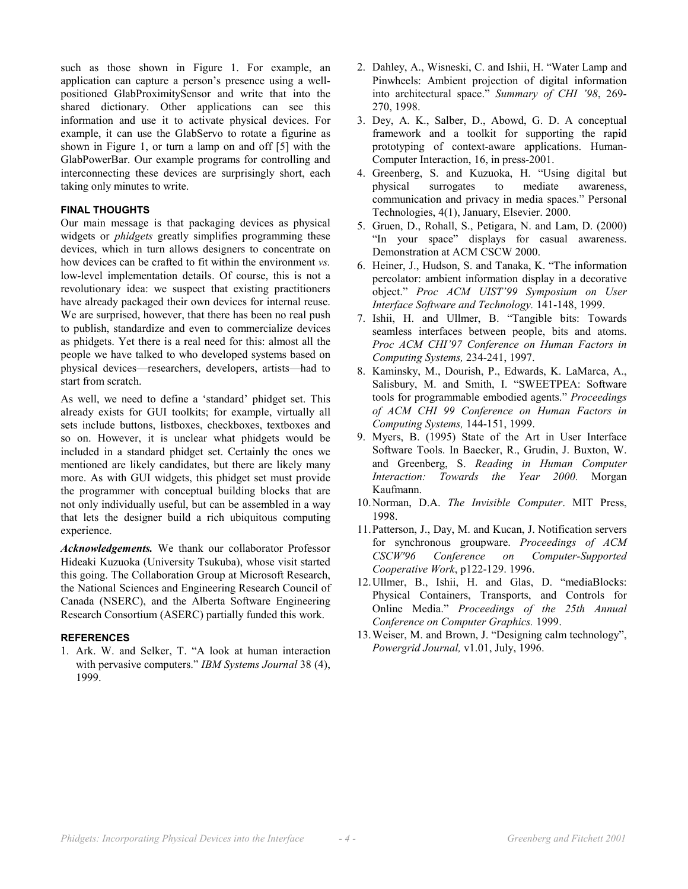such as those shown in Figure 1. For example, an application can capture a person's presence using a well-positioned GlabProximitySensor and write that into the shared dictionary. Other applications can see this information and use it to activate physical devices. For example, it can use the GlabServo to rotate a figurine as shown in Figure 1, or turn a lamp on and off [5] with the GlabPowerBar. Our example programs for controlling and interconnecting these devices are surprisingly short, each taking only minutes to write.

### FINAL THOUGHTS

Our main message is that packaging devices as physical widgets or *phidgets* greatly simplifies programming these devices, which in turn allows designers to concentrate on how devices can be crafted to fit within the environment *vs.* low-level implementation details. Of course, this is not a revolutionary idea: we suspect that existing practitioners have already packaged their own devices for internal reuse. We are surprised, however, that there has been no real push to publish, standardize and even to commercialize devices as phidgets. Yet there is a real need for this: almost all the people we have talked to who developed systems based on physical devices—researchers, developers, artists—had to start from scratch.

As well, we need to define a 'standard' phidget set. This already exists for GUI toolkits; for example, virtually all sets include buttons, listboxes, checkboxes, textboxes and so on. However, it is unclear what phidgets would be included in a standard phidget set. Certainly the ones we mentioned are likely candidates, but there are likely many more. As with GUI widgets, this phidget set must provide the programmer with conceptual building blocks that are not only individually useful, but can be assembled in a way that lets the designer build a rich ubiquitous computing experience.

***Acknowledgements.*** We thank our collaborator Professor Hideaki Kuzuoka (University Tsukuba), whose visit started this going. The Collaboration Group at Microsoft Research, the National Sciences and Engineering Research Council of Canada (NSERC), and the Alberta Software Engineering Research Consortium (ASERC) partially funded this work.

### REFERENCES

1. Ark. W. and Selker, T. "A look at human interaction with pervasive computers." *IBM Systems Journal* 38 (4), 1999.
2. Dahley, A., Wisneski, C. and Ishii, H. "Water Lamp and Pinwheels: Ambient projection of digital information into architectural space." *Summary of CHI '98*, 269-270, 1998.
3. Dey, A. K., Salber, D., Abowd, G. D. A conceptual framework and a toolkit for supporting the rapid prototyping of context-aware applications. Human-Computer Interaction, 16, in press-2001.
4. Greenberg, S. and Kuzuoka, H. "Using digital but physical surrogates to mediate awareness, communication and privacy in media spaces." Personal Technologies, 4(1), January, Elsevier. 2000.
5. Gruen, D., Rohall, S., Petigara, N. and Lam, D. (2000) "In your space" displays for casual awareness. Demonstration at ACM CSCW 2000.
6. Heiner, J., Hudson, S. and Tanaka, K. "The information percolator: ambient information display in a decorative object." *Proc ACM UIST'99 Symposium on User Interface Software and Technology.* 141-148, 1999.
7. Ishii, H. and Ullmer, B. "Tangible bits: Towards seamless interfaces between people, bits and atoms. *Proc ACM CHI'97 Conference on Human Factors in Computing Systems,* 234-241, 1997.
8. Kaminsky, M., Dourish, P., Edwards, K. LaMarca, A., Salisbury, M. and Smith, I. "SWEETPEA: Software tools for programmable embodied agents." *Proceedings of ACM CHI 99 Conference on Human Factors in Computing Systems,* 144-151, 1999.
9. Myers, B. (1995) State of the Art in User Interface Software Tools. In Baecker, R., Grudin, J. Buxton, W. and Greenberg, S. *Reading in Human Computer Interaction: Towards the Year 2000.* Morgan Kaufmann.
10. Norman, D.A. *The Invisible Computer*. MIT Press, 1998.
11. Patterson, J., Day, M. and Kucan, J. Notification servers for synchronous groupware. *Proceedings of ACM CSCW'96 Conference on Computer-Supported Cooperative Work*, p122-129. 1996.
12. Ullmer, B., Ishii, H. and Glas, D. "mediaBlocks: Physical Containers, Transports, and Controls for Online Media." *Proceedings of the 25th Annual Conference on Computer Graphics.* 1999.
13. Weiser, M. and Brown, J. "Designing calm technology", *Powergrid Journal,* v1.01, July, 1996.